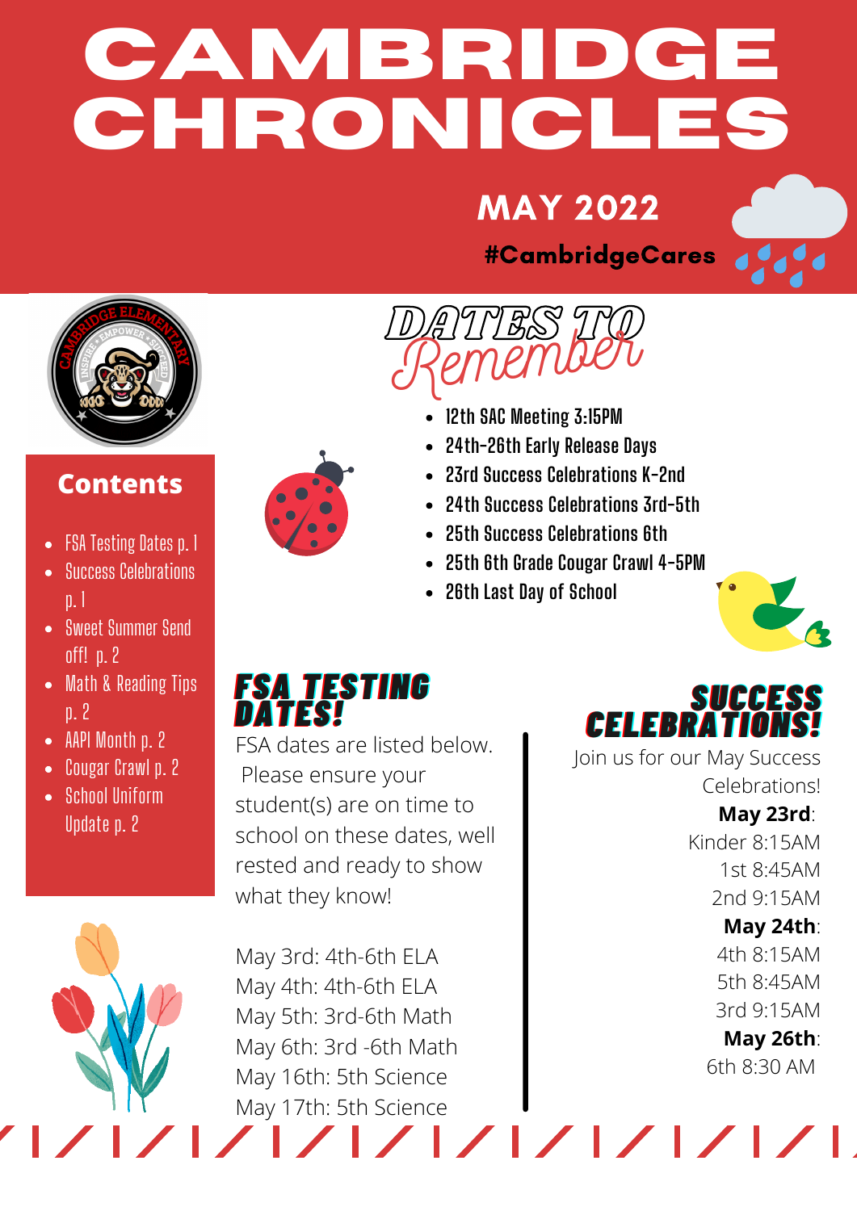# CAMBRIDGE CHRONICLES

## MAY 2022

**#CambridgeCares**

### Contents

- FSA Testing Dates p. 1
- Success Celebrations p. 1
- Sweet Summer Send off! p. 2
- Math & Reading Tips p. 2
- AAPI Month p. 2
- Cougar Crawl p. 2
- School Uniform Update p. 2

## DATES TO Remember

- 12th SAC Meeting 3:15PM
- 24th-26th Early Release Days
- 23rd Success Celebrations K-2nd
- 24th Success Celebrations 3rd-5th
- 25th Success Celebrations 6th
- 25th 6th Grade Cougar Crawl 4-5PM
- 26th Last Day of School

## FSA TESTING DATES!

FSA dates are listed below. Please ensure your student(s) are on time to school on these dates, well rested and ready to show what they know!

May 3rd: 4th-6th ELA
May 4th: 4th-6th ELA
May 5th: 3rd-6th Math
May 6th: 3rd -6th Math
May 16th: 5th Science
May 17th: 5th Science

## SUCCESS CELEBRATIONS!

Join us for our May Success Celebrations!

**May 23rd**:
Kinder 8:15AM
1st 8:45AM
2nd 9:15AM

**May 24th**:
4th 8:15AM
5th 8:45AM
3rd 9:15AM

**May 26th**:
6th 8:30 AM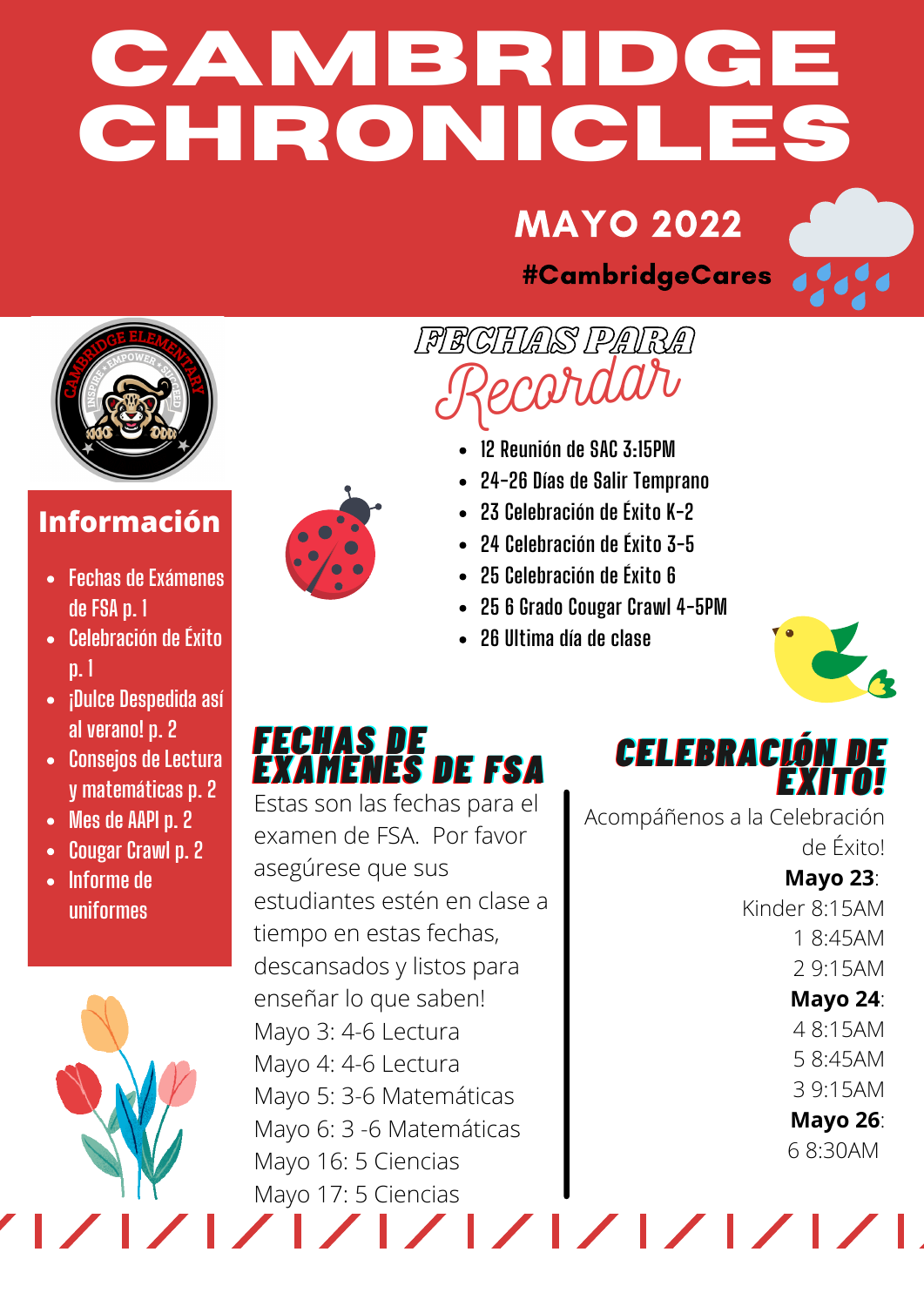# CAMBRIDGE CHRONICLES

## MAYO 2022

#CambridgeCares

## Información

- Fechas de Exámenes de FSA p. 1
- Celebración de Éxito p. 1
- ¡Dulce Despedida así al verano! p. 2
- Consejos de Lectura y matemáticas p. 2
- Mes de AAPI p. 2
- Cougar Crawl p. 2
- Informe de uniformes

## FECHAS PARA Recordar

- 12 Reunión de SAC 3:15PM
- 24-26 Días de Salir Temprano
- 23 Celebración de Éxito K-2
- 24 Celebración de Éxito 3-5
- 25 Celebración de Éxito 6
- 25 6 Grado Cougar Crawl 4-5PM
- 26 Ultima día de clase

## FECHAS DE EXAMENES DE FSA

Estas son las fechas para el examen de FSA. Por favor asegúrese que sus estudiantes estén en clase a tiempo en estas fechas, descansados y listos para enseñar lo que saben!

Mayo 3: 4-6 Lectura
Mayo 4: 4-6 Lectura
Mayo 5: 3-6 Matemáticas
Mayo 6: 3 -6 Matemáticas
Mayo 16: 5 Ciencias
Mayo 17: 5 Ciencias

## CELEBRACIÓN DE ÉXITO!

Acompáñenos a la Celebración de Éxito!

**Mayo 23**:
Kinder 8:15AM
1 8:45AM
2 9:15AM

**Mayo 24**:
4 8:15AM
5 8:45AM
3 9:15AM

**Mayo 26**:
6 8:30AM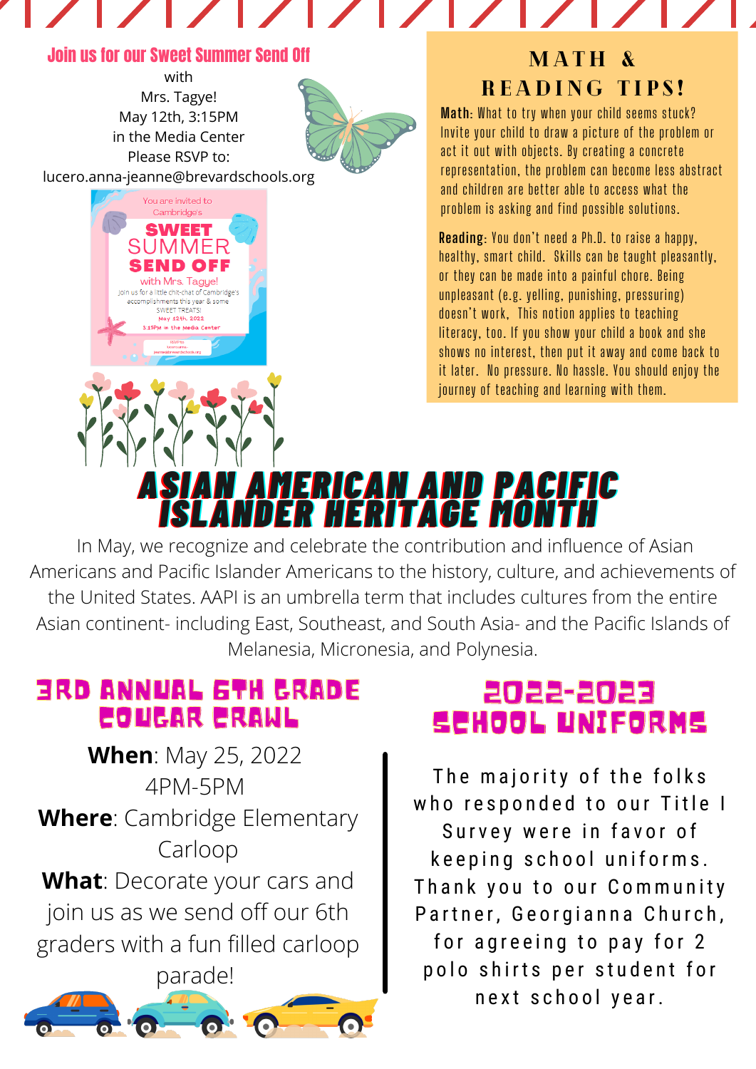## Join us for our Sweet Summer Send Off

with
Mrs. Tagye!
May 12th, 3:15PM
in the Media Center
Please RSVP to:
lucero.anna-jeanne@brevardschools.org

You are invited to Cambridge's

**SWEET SUMMER SEND OFF**

with Mrs. Tagye!
Join us for a little chit-chat of Cambridge's accomplishments this year & some SWEET TREATS!
May 12th, 2022
3:15PM in the Media Center
RSVP to: lucero.anna-jeanne@brevardschools.org

## MATH & READING TIPS!

**Math**: What to try when your child seems stuck? Invite your child to draw a picture of the problem or act it out with objects. By creating a concrete representation, the problem can become less abstract and children are better able to access what the problem is asking and find possible solutions.

**Reading**: You don't need a Ph.D. to raise a happy, healthy, smart child. Skills can be taught pleasantly, or they can be made into a painful chore. Being unpleasant (e.g. yelling, punishing, pressuring) doesn't work, This notion applies to teaching literacy, too. If you show your child a book and she shows no interest, then put it away and come back to it later. No pressure. No hassle. You should enjoy the journey of teaching and learning with them.

# ASIAN AMERICAN AND PACIFIC ISLANDER HERITAGE MONTH

In May, we recognize and celebrate the contribution and influence of Asian Americans and Pacific Islander Americans to the history, culture, and achievements of the United States. AAPI is an umbrella term that includes cultures from the entire Asian continent- including East, Southeast, and South Asia- and the Pacific Islands of Melanesia, Micronesia, and Polynesia.

## 3RD ANNUAL 6TH GRADE COUGAR CRAWL

**When**: May 25, 2022
4PM-5PM

**Where**: Cambridge Elementary Carloop

**What**: Decorate your cars and join us as we send off our 6th graders with a fun filled carloop parade!

## 2022-2023 SCHOOL UNIFORMS

The majority of the folks who responded to our Title I Survey were in favor of keeping school uniforms. Thank you to our Community Partner, Georgianna Church, for agreeing to pay for 2 polo shirts per student for next school year.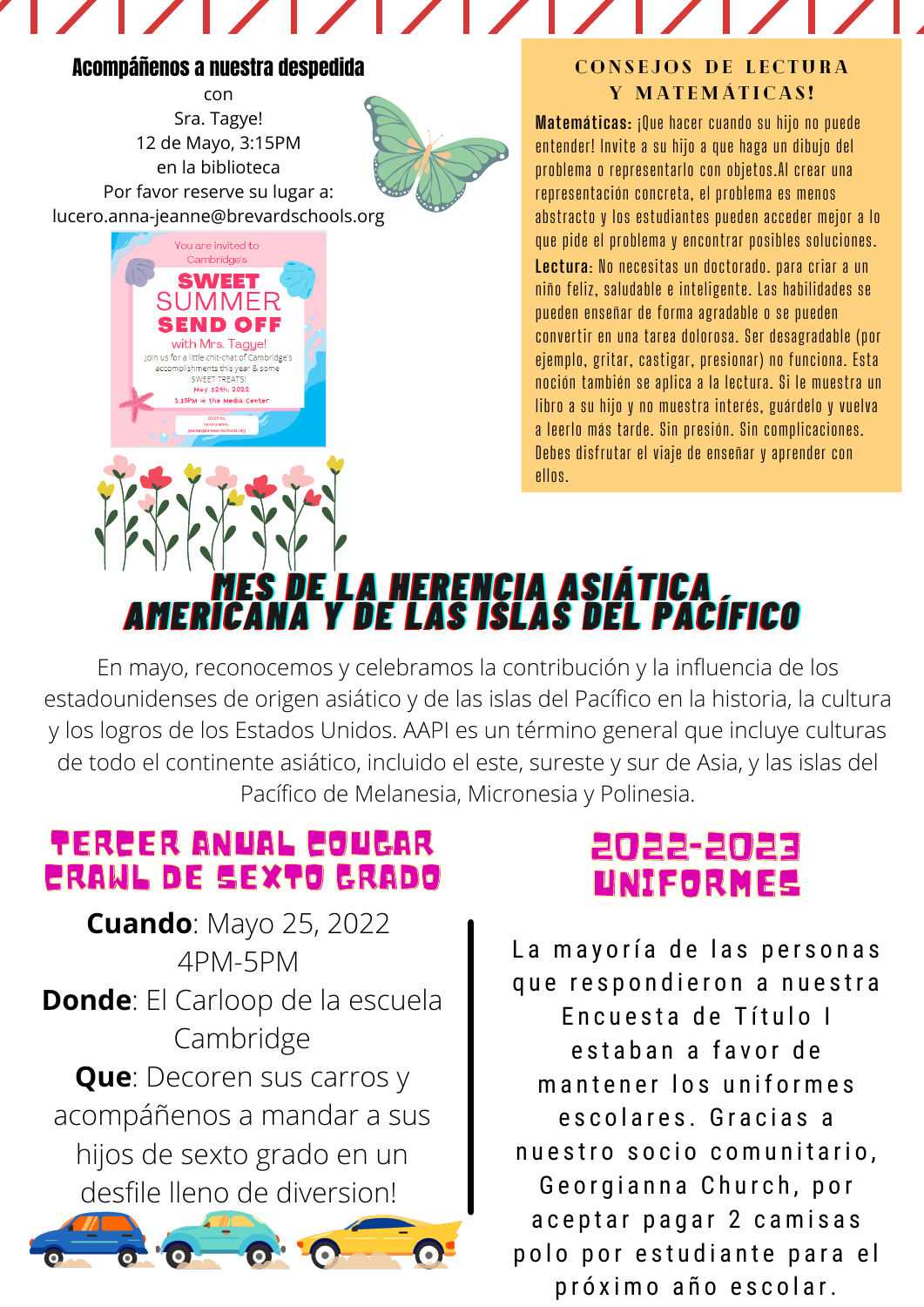## Acompáñenos a nuestra despedida

con
Sra. Tagye!
12 de Mayo, 3:15PM
en la biblioteca
Por favor reserve su lugar a:
lucero.anna-jeanne@brevardschools.org

You are invited to Cambridge's

**SWEET SUMMER SEND OFF**

with Mrs. Tagye!

Join us for a little chit-chat of Cambridge's accomplishments this year & some SWEET TREATS!

May 12th, 2022

3:15PM in the Media Center

## CONSEJOS DE LECTURA Y MATEMÁTICAS!

**Matemáticas:** ¡Que hacer cuando su hijo no puede entender! Invite a su hijo a que haga un dibujo del problema o representarlo con objetos.Al crear una representación concreta, el problema es menos abstracto y los estudiantes pueden acceder mejor a lo que pide el problema y encontrar posibles soluciones.

**Lectura:** No necesitas un doctorado. para criar a un niño feliz, saludable e inteligente. Las habilidades se pueden enseñar de forma agradable o se pueden convertir en una tarea dolorosa. Ser desagradable (por ejemplo, gritar, castigar, presionar) no funciona. Esta noción también se aplica a la lectura. Si le muestra un libro a su hijo y no muestra interés, guárdelo y vuelva a leerlo más tarde. Sin presión. Sin complicaciones. Debes disfrutar el viaje de enseñar y aprender con ellos.

## MES DE LA HERENCIA ASIÁTICA AMERICANA Y DE LAS ISLAS DEL PACÍFICO

En mayo, reconocemos y celebramos la contribución y la influencia de los estadounidenses de origen asiático y de las islas del Pacífico en la historia, la cultura y los logros de los Estados Unidos. AAPI es un término general que incluye culturas de todo el continente asiático, incluido el este, sureste y sur de Asia, y las islas del Pacífico de Melanesia, Micronesia y Polinesia.

## TERCER ANUAL COUGAR CRAWL DE SEXTO GRADO

**Cuando**: Mayo 25, 2022
4PM-5PM
**Donde**: El Carloop de la escuela Cambridge
**Que**: Decoren sus carros y acompáñenos a mandar a sus hijos de sexto grado en un desfile lleno de diversion!

## 2022-2023 UNIFORMES

La mayoría de las personas que respondieron a nuestra Encuesta de Título I estaban a favor de mantener los uniformes escolares. Gracias a nuestro socio comunitario, Georgianna Church, por aceptar pagar 2 camisas polo por estudiante para el próximo año escolar.